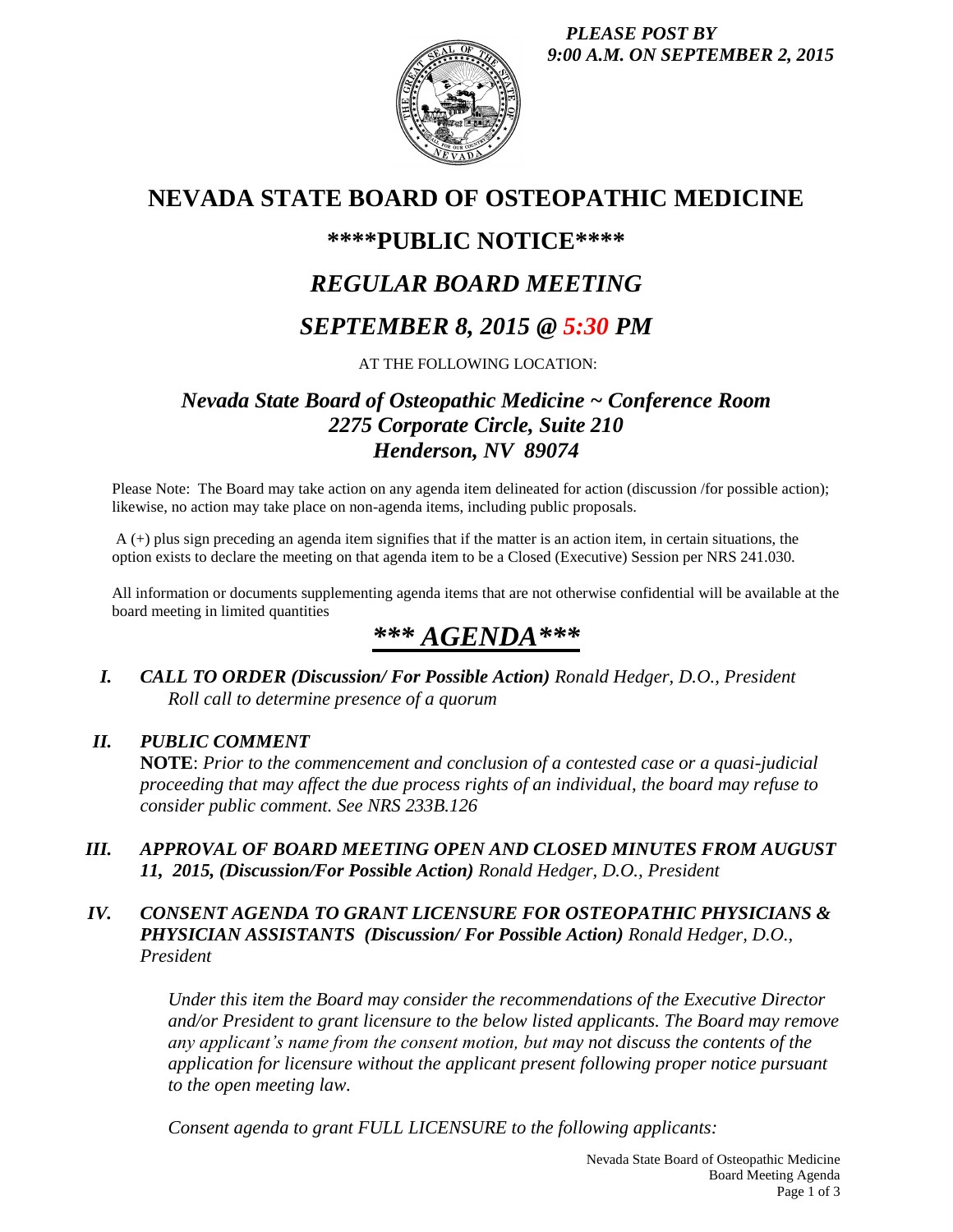*PLEASE POST BY 9:00 A.M. ON SEPTEMBER 2, 2015*

# NEVADA STATE BOARD OF OSTEOPATHIC MEDICINE

## \*\*\*\*PUBLIC NOTICE\*\*\*\*

## *REGULAR BOARD MEETING*

## *SEPTEMBER 8, 2015 @ 5:30 PM*

AT THE FOLLOWING LOCATION:

### *Nevada State Board of Osteopathic Medicine ~ Conference Room*
### *2275 Corporate Circle, Suite 210*
### *Henderson, NV 89074*

Please Note: The Board may take action on any agenda item delineated for action (discussion /for possible action); likewise, no action may take place on non-agenda items, including public proposals.

A (+) plus sign preceding an agenda item signifies that if the matter is an action item, in certain situations, the option exists to declare the meeting on that agenda item to be a Closed (Executive) Session per NRS 241.030.

All information or documents supplementing agenda items that are not otherwise confidential will be available at the board meeting in limited quantities

# *\*\*\* AGENDA\*\*\**

**I.** ***CALL TO ORDER (Discussion/ For Possible Action)*** *Ronald Hedger, D.O., President*
*Roll call to determine presence of a quorum*

**II.** ***PUBLIC COMMENT***
**NOTE**: *Prior to the commencement and conclusion of a contested case or a quasi-judicial proceeding that may affect the due process rights of an individual, the board may refuse to consider public comment. See NRS 233B.126*

**III.** ***APPROVAL OF BOARD MEETING OPEN AND CLOSED MINUTES FROM AUGUST 11, 2015, (Discussion/For Possible Action)*** *Ronald Hedger, D.O., President*

**IV.** ***CONSENT AGENDA TO GRANT LICENSURE FOR OSTEOPATHIC PHYSICIANS & PHYSICIAN ASSISTANTS (Discussion/ For Possible Action)*** *Ronald Hedger, D.O., President*

*Under this item the Board may consider the recommendations of the Executive Director and/or President to grant licensure to the below listed applicants. The Board may remove any applicant's name from the consent motion, but may not discuss the contents of the application for licensure without the applicant present following proper notice pursuant to the open meeting law.*

*Consent agenda to grant FULL LICENSURE to the following applicants:*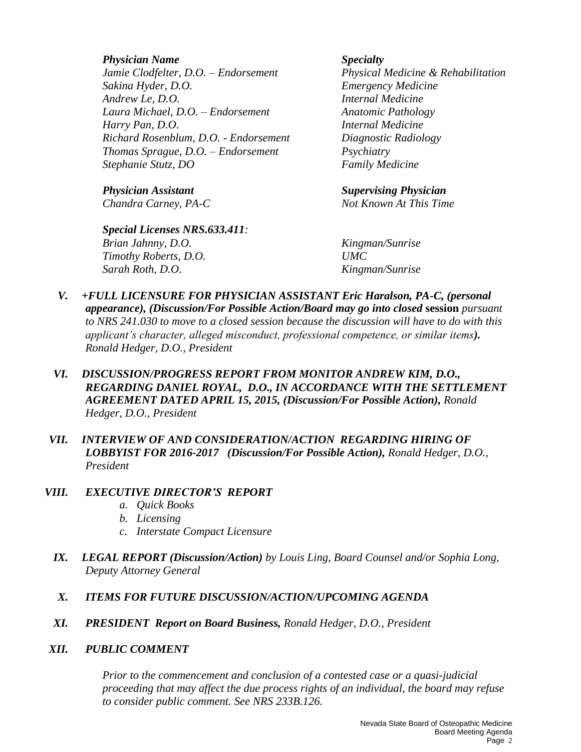| *Physician Name* | *Specialty* |
| --- | --- |
| *Jamie Clodfelter, D.O. – Endorsement* | *Physical Medicine & Rehabilitation* |
| *Sakina Hyder, D.O.* | *Emergency Medicine* |
| *Andrew Le, D.O.* | *Internal Medicine* |
| *Laura Michael, D.O. – Endorsement* | *Anatomic Pathology* |
| *Harry Pan, D.O.* | *Internal Medicine* |
| *Richard Rosenblum, D.O. - Endorsement* | *Diagnostic Radiology* |
| *Thomas Sprague, D.O. – Endorsement* | *Psychiatry* |
| *Stephanie Stutz, DO* | *Family Medicine* |

| *Physician Assistant* | *Supervising Physician* |
| --- | --- |
| *Chandra Carney, PA-C* | *Not Known At This Time* |

***Special Licenses NRS.633.411:***

| | |
| --- | --- |
| *Brian Jahnny, D.O.* | *Kingman/Sunrise* |
| *Timothy Roberts, D.O.* | *UMC* |
| *Sarah Roth, D.O.* | *Kingman/Sunrise* |

**V.** ***+FULL LICENSURE FOR PHYSICIAN ASSISTANT Eric Haralson, PA-C, (personal appearance), (Discussion/For Possible Action/Board may go into closed*** **session** *pursuant to NRS 241.030 to move to a closed session because the discussion will have to do with this applicant's character, alleged misconduct, professional competence, or similar items****).*** *Ronald Hedger, D.O., President*

**VI.** ***DISCUSSION/PROGRESS REPORT FROM MONITOR ANDREW KIM, D.O., REGARDING DANIEL ROYAL, D.O., IN ACCORDANCE WITH THE SETTLEMENT AGREEMENT DATED APRIL 15, 2015, (Discussion/For Possible Action),*** *Ronald Hedger, D.O., President*

**VII.** ***INTERVIEW OF AND CONSIDERATION/ACTION REGARDING HIRING OF LOBBYIST FOR 2016-2017 (Discussion/For Possible Action),*** *Ronald Hedger, D.O., President*

**VIII.** ***EXECUTIVE DIRECTOR'S REPORT***

- *a. Quick Books*
- *b. Licensing*
- *c. Interstate Compact Licensure*

**IX.** ***LEGAL REPORT (Discussion/Action)*** *by Louis Ling, Board Counsel and/or Sophia Long, Deputy Attorney General*

**X.** ***ITEMS FOR FUTURE DISCUSSION/ACTION/UPCOMING AGENDA***

**XI.** ***PRESIDENT Report on Board Business,*** *Ronald Hedger, D.O., President*

**XII.** ***PUBLIC COMMENT***

*Prior to the commencement and conclusion of a contested case or a quasi-judicial proceeding that may affect the due process rights of an individual, the board may refuse to consider public comment. See NRS 233B.126.*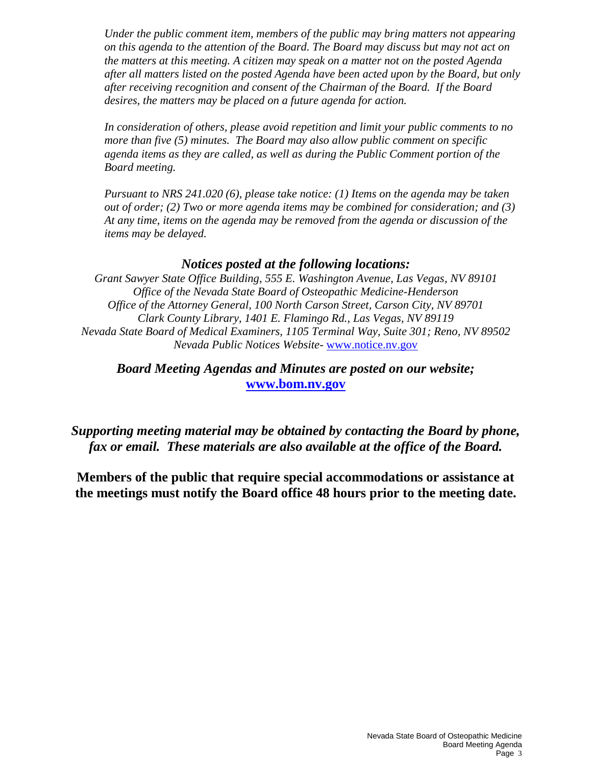*Under the public comment item, members of the public may bring matters not appearing on this agenda to the attention of the Board. The Board may discuss but may not act on the matters at this meeting. A citizen may speak on a matter not on the posted Agenda after all matters listed on the posted Agenda have been acted upon by the Board, but only after receiving recognition and consent of the Chairman of the Board. If the Board desires, the matters may be placed on a future agenda for action.*

*In consideration of others, please avoid repetition and limit your public comments to no more than five (5) minutes. The Board may also allow public comment on specific agenda items as they are called, as well as during the Public Comment portion of the Board meeting.*

*Pursuant to NRS 241.020 (6), please take notice: (1) Items on the agenda may be taken out of order; (2) Two or more agenda items may be combined for consideration; and (3) At any time, items on the agenda may be removed from the agenda or discussion of the items may be delayed.*

***Notices posted at the following locations:***

*Grant Sawyer State Office Building, 555 E. Washington Avenue, Las Vegas, NV 89101*
*Office of the Nevada State Board of Osteopathic Medicine-Henderson*
*Office of the Attorney General, 100 North Carson Street, Carson City, NV 89701*
*Clark County Library, 1401 E. Flamingo Rd., Las Vegas, NV 89119*
*Nevada State Board of Medical Examiners, 1105 Terminal Way, Suite 301; Reno, NV 89502*
*Nevada Public Notices Website-* www.notice.nv.gov

***Board Meeting Agendas and Minutes are posted on our website;***
**www.bom.nv.gov**

***Supporting meeting material may be obtained by contacting the Board by phone, fax or email. These materials are also available at the office of the Board.***

**Members of the public that require special accommodations or assistance at the meetings must notify the Board office 48 hours prior to the meeting date.**